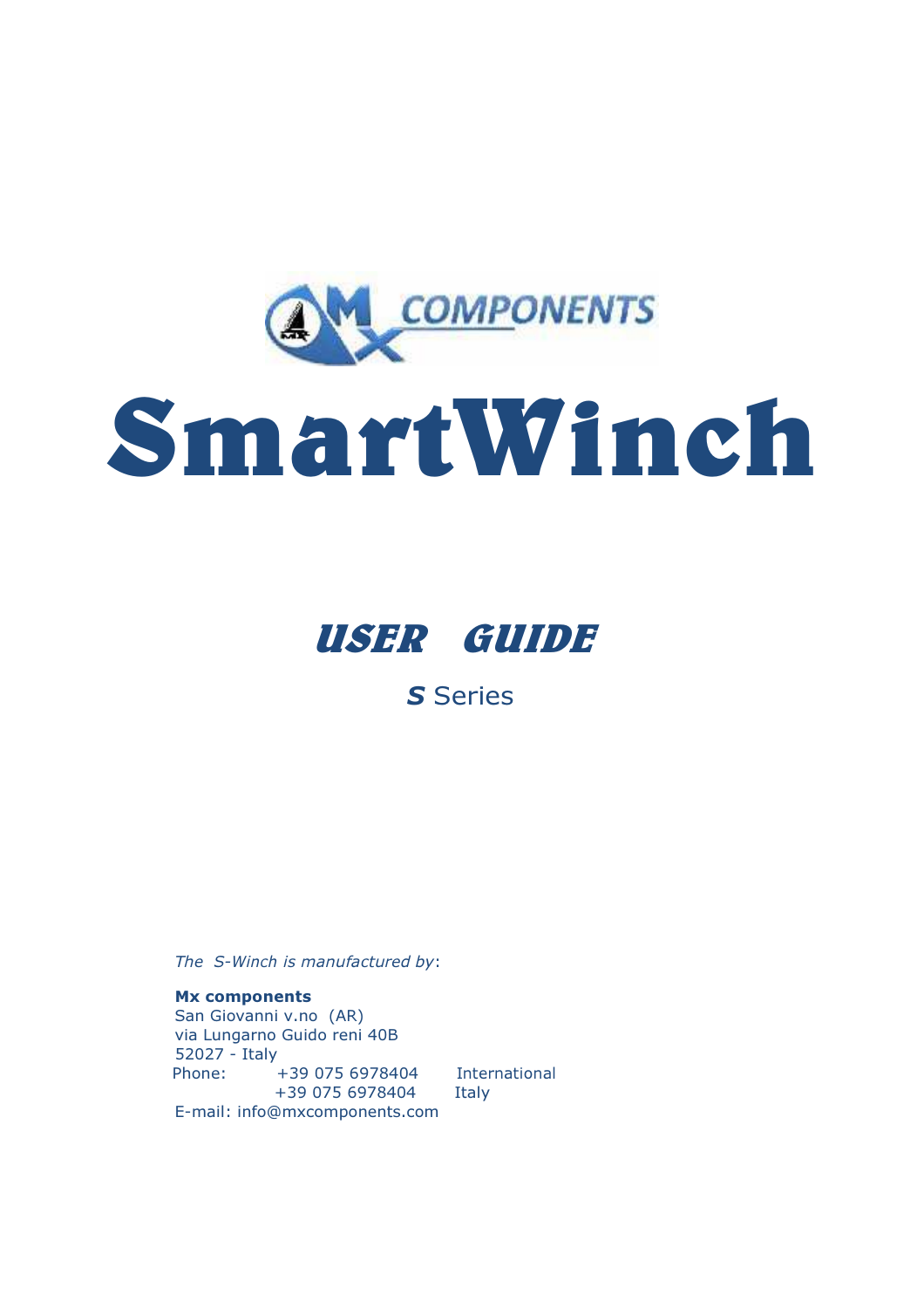MX COMPONENTS

# SmartWinch

## *USER GUIDE*

***S*** Series

*The S-Winch is manufactured by*:

**Mx components**
San Giovanni v.no (AR)
via Lungarno Guido reni 40B
52027 - Italy
Phone: +39 075 6978404 International
+39 075 6978404 Italy
E-mail: info@mxcomponents.com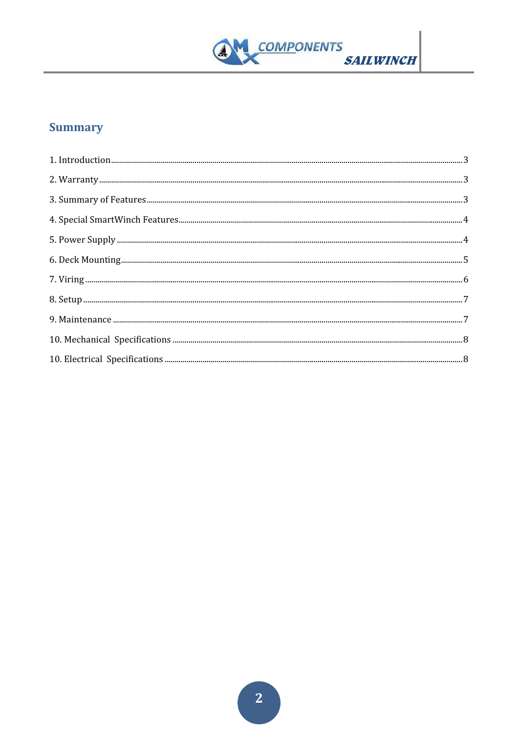## Summary

1. Introduction......3
2. Warranty......3
3. Summary of Features......3
4. Special SmartWinch Features......4
5. Power Supply......4
6. Deck Mounting......5
7. Viring......6
8. Setup......7
9. Maintenance......7
10. Mechanical Specifications......8
10. Electrical Specifications......8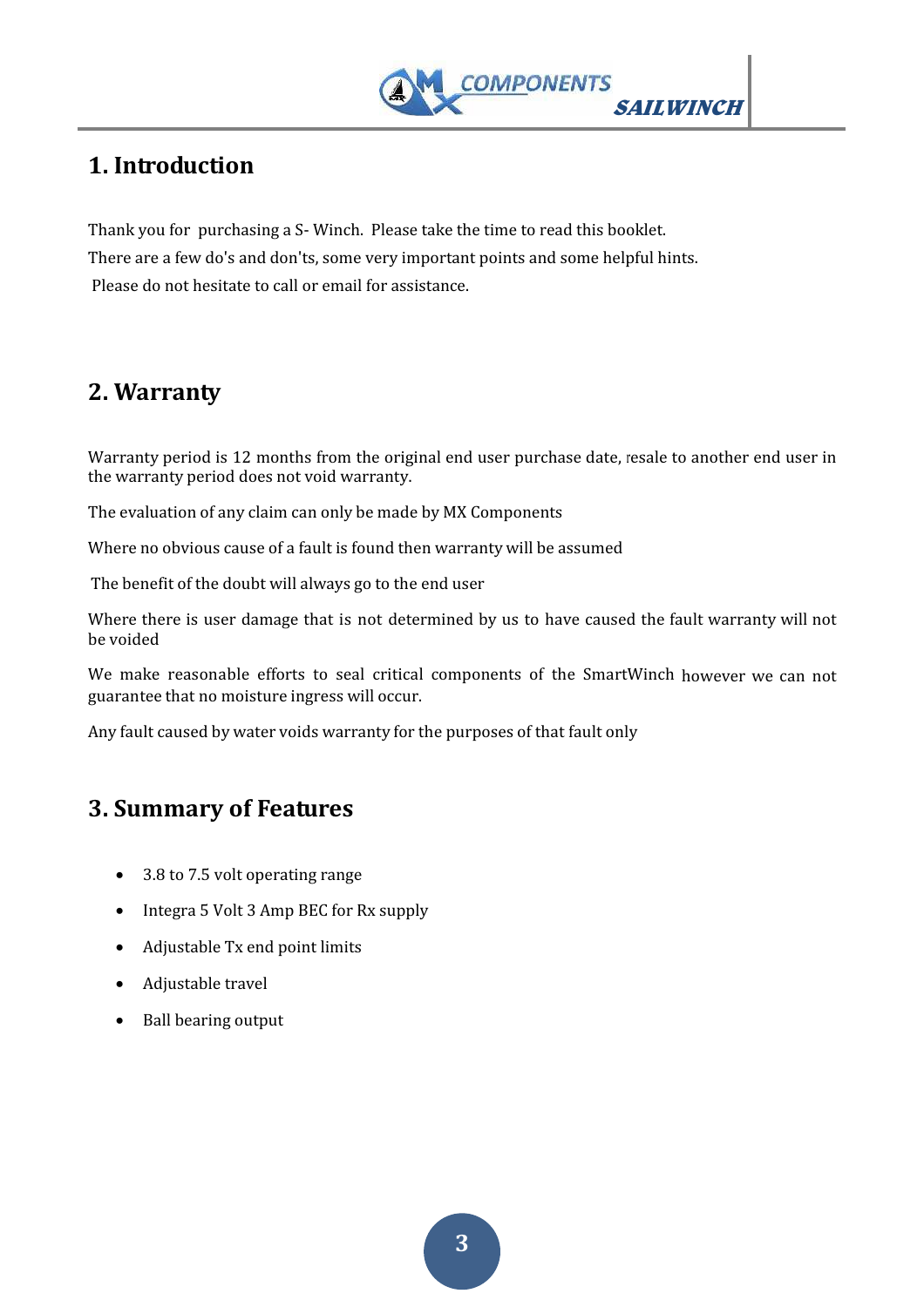## 1. Introduction

Thank you for purchasing a S- Winch. Please take the time to read this booklet.

There are a few do's and don'ts, some very important points and some helpful hints.

Please do not hesitate to call or email for assistance.

## 2. Warranty

Warranty period is 12 months from the original end user purchase date, resale to another end user in the warranty period does not void warranty.

The evaluation of any claim can only be made by MX Components

Where no obvious cause of a fault is found then warranty will be assumed

The benefit of the doubt will always go to the end user

Where there is user damage that is not determined by us to have caused the fault warranty will not be voided

We make reasonable efforts to seal critical components of the SmartWinch however we can not guarantee that no moisture ingress will occur.

Any fault caused by water voids warranty for the purposes of that fault only

## 3. Summary of Features

- 3.8 to 7.5 volt operating range
- Integra 5 Volt 3 Amp BEC for Rx supply
- Adjustable Tx end point limits
- Adjustable travel
- Ball bearing output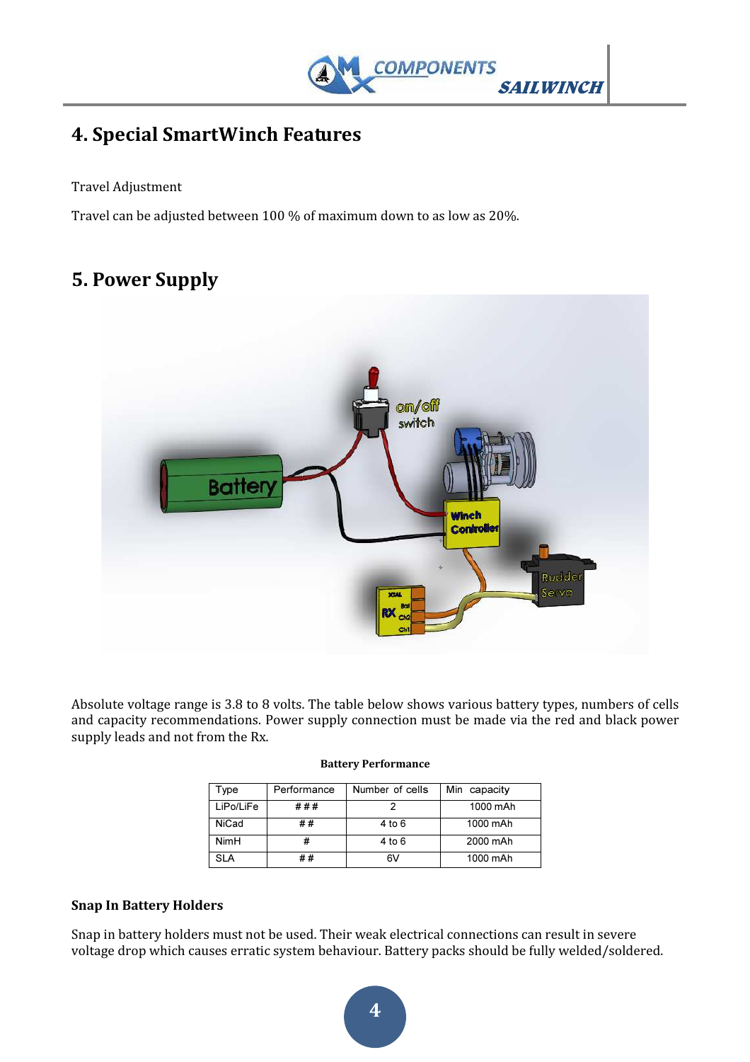## 4. Special SmartWinch Features

Travel Adjustment

Travel can be adjusted between 100 % of maximum down to as low as 20%.

## 5. Power Supply

Absolute voltage range is 3.8 to 8 volts. The table below shows various battery types, numbers of cells and capacity recommendations. Power supply connection must be made via the red and black power supply leads and not from the Rx.

**Battery Performance**

| Type | Performance | Number of cells | Min capacity |
|---|---|---|---|
| LiPo/LiFe | ### | 2 | 1000 mAh |
| NiCad | ## | 4 to 6 | 1000 mAh |
| NimH | # | 4 to 6 | 2000 mAh |
| SLA | ## | 6V | 1000 mAh |

**Snap In Battery Holders**

Snap in battery holders must not be used. Their weak electrical connections can result in severe voltage drop which causes erratic system behaviour. Battery packs should be fully welded/soldered.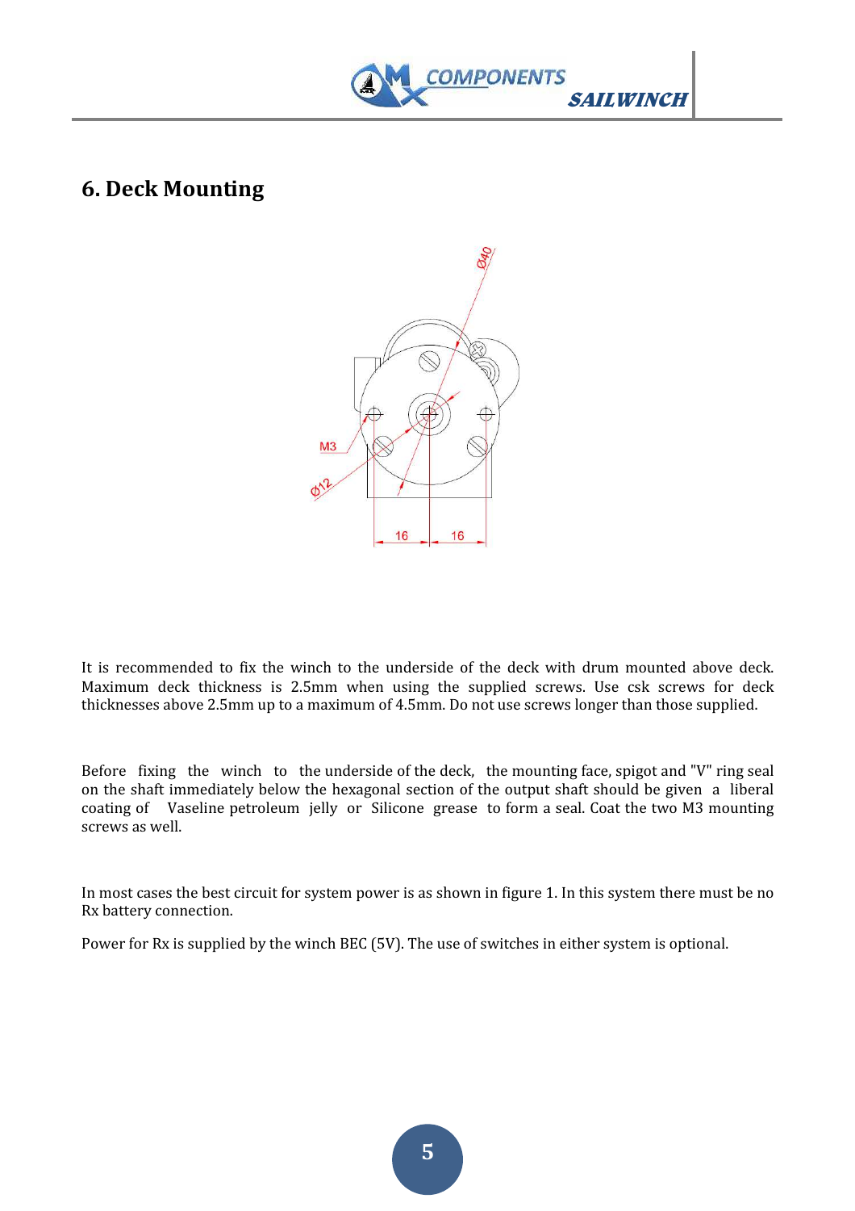# 6. Deck Mounting

It is recommended to fix the winch to the underside of the deck with drum mounted above deck. Maximum deck thickness is 2.5mm when using the supplied screws. Use csk screws for deck thicknesses above 2.5mm up to a maximum of 4.5mm. Do not use screws longer than those supplied.

Before fixing the winch to the underside of the deck, the mounting face, spigot and "V" ring seal on the shaft immediately below the hexagonal section of the output shaft should be given a liberal coating of Vaseline petroleum jelly or Silicone grease to form a seal. Coat the two M3 mounting screws as well.

In most cases the best circuit for system power is as shown in figure 1. In this system there must be no Rx battery connection.

Power for Rx is supplied by the winch BEC (5V). The use of switches in either system is optional.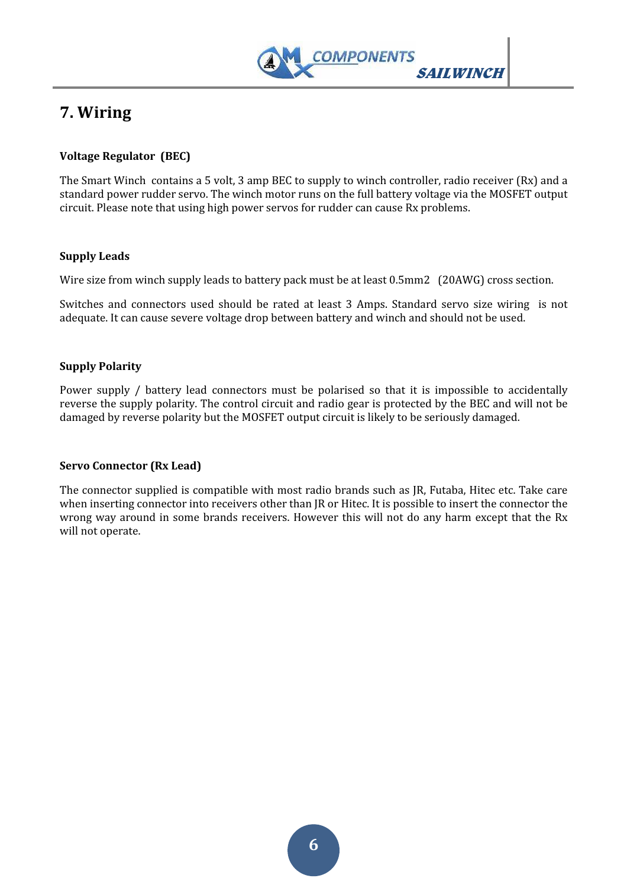# 7. Wiring

### Voltage Regulator (BEC)

The Smart Winch contains a 5 volt, 3 amp BEC to supply to winch controller, radio receiver (Rx) and a standard power rudder servo. The winch motor runs on the full battery voltage via the MOSFET output circuit. Please note that using high power servos for rudder can cause Rx problems.

### Supply Leads

Wire size from winch supply leads to battery pack must be at least 0.5mm2 (20AWG) cross section.

Switches and connectors used should be rated at least 3 Amps. Standard servo size wiring is not adequate. It can cause severe voltage drop between battery and winch and should not be used.

### Supply Polarity

Power supply / battery lead connectors must be polarised so that it is impossible to accidentally reverse the supply polarity. The control circuit and radio gear is protected by the BEC and will not be damaged by reverse polarity but the MOSFET output circuit is likely to be seriously damaged.

### Servo Connector (Rx Lead)

The connector supplied is compatible with most radio brands such as JR, Futaba, Hitec etc. Take care when inserting connector into receivers other than JR or Hitec. It is possible to insert the connector the wrong way around in some brands receivers. However this will not do any harm except that the Rx will not operate.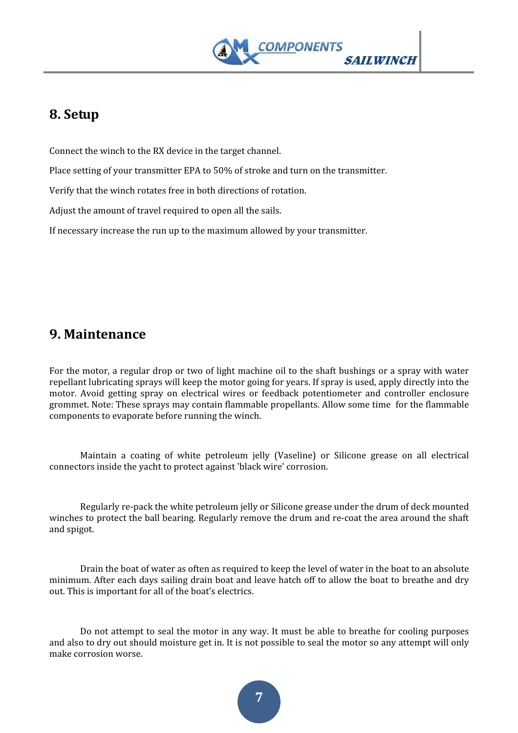## 8. Setup

Connect the winch to the RX device in the target channel.

Place setting of your transmitter EPA to 50% of stroke and turn on the transmitter.

Verify that the winch rotates free in both directions of rotation.

Adjust the amount of travel required to open all the sails.

If necessary increase the run up to the maximum allowed by your transmitter.

## 9. Maintenance

For the motor, a regular drop or two of light machine oil to the shaft bushings or a spray with water repellant lubricating sprays will keep the motor going for years. If spray is used, apply directly into the motor. Avoid getting spray on electrical wires or feedback potentiometer and controller enclosure grommet. Note: These sprays may contain flammable propellants. Allow some time for the flammable components to evaporate before running the winch.

Maintain a coating of white petroleum jelly (Vaseline) or Silicone grease on all electrical connectors inside the yacht to protect against 'black wire' corrosion.

Regularly re-pack the white petroleum jelly or Silicone grease under the drum of deck mounted winches to protect the ball bearing. Regularly remove the drum and re-coat the area around the shaft and spigot.

Drain the boat of water as often as required to keep the level of water in the boat to an absolute minimum. After each days sailing drain boat and leave hatch off to allow the boat to breathe and dry out. This is important for all of the boat's electrics.

Do not attempt to seal the motor in any way. It must be able to breathe for cooling purposes and also to dry out should moisture get in. It is not possible to seal the motor so any attempt will only make corrosion worse.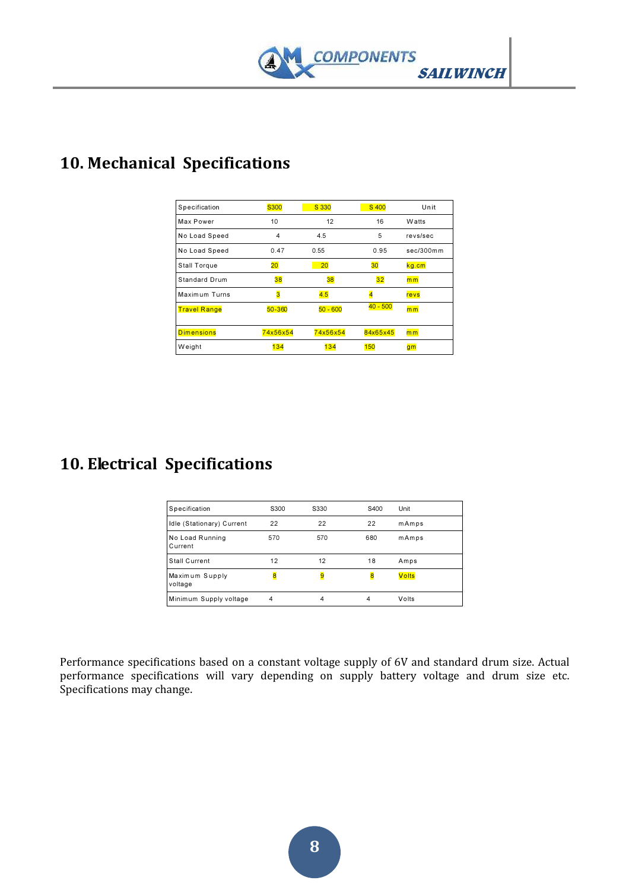## 10. Mechanical Specifications

| Specification | S300 | S 330 | S 400 | Unit |
|---|---|---|---|---|
| Max Power | 10 | 12 | 16 | Watts |
| No Load Speed | 4 | 4.5 | 5 | revs/sec |
| No Load Speed | 0.47 | 0.55 | 0.95 | sec/300mm |
| Stall Torque | 20 | 20 | 30 | kg.cm |
| Standard Drum | 38 | 38 | 32 | mm |
| Maximum Turns | 3 | 4.5 | 4 | revs |
| Travel Range | 50-360 | 50 - 600 | 40 - 500 | mm |
| Dimensions | 74x56x54 | 74x56x54 | 84x65x45 | mm |
| Weight | 134 | 134 | 150 | gm |

## 10. Electrical Specifications

| Specification | S300 | S330 | S400 | Unit |
|---|---|---|---|---|
| Idle (Stationary) Current | 22 | 22 | 22 | mAmps |
| No Load Running Current | 570 | 570 | 680 | mAmps |
| Stall Current | 12 | 12 | 18 | Amps |
| Maximum Supply voltage | 8 | 9 | 8 | Volts |
| Minimum Supply voltage | 4 | 4 | 4 | Volts |

Performance specifications based on a constant voltage supply of 6V and standard drum size. Actual performance specifications will vary depending on supply battery voltage and drum size etc. Specifications may change.